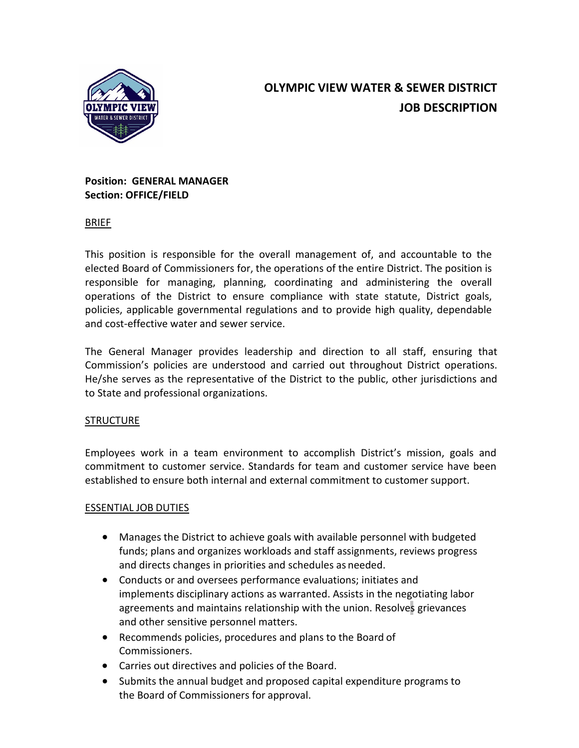# OLYMPIC VIEW WATER & SEWER DISTRICT
# JOB DESCRIPTION

**Position: GENERAL MANAGER**
**Section: OFFICE/FIELD**

## BRIEF

This position is responsible for the overall management of, and accountable to the elected Board of Commissioners for, the operations of the entire District. The position is responsible for managing, planning, coordinating and administering the overall operations of the District to ensure compliance with state statute, District goals, policies, applicable governmental regulations and to provide high quality, dependable and cost-effective water and sewer service.

The General Manager provides leadership and direction to all staff, ensuring that Commission's policies are understood and carried out throughout District operations. He/she serves as the representative of the District to the public, other jurisdictions and to State and professional organizations.

## STRUCTURE

Employees work in a team environment to accomplish District's mission, goals and commitment to customer service. Standards for team and customer service have been established to ensure both internal and external commitment to customer support.

## ESSENTIAL JOB DUTIES

- Manages the District to achieve goals with available personnel with budgeted funds; plans and organizes workloads and staff assignments, reviews progress and directs changes in priorities and schedules as needed.
- Conducts or and oversees performance evaluations; initiates and implements disciplinary actions as warranted. Assists in the negotiating labor agreements and maintains relationship with the union. Resolves grievances and other sensitive personnel matters.
- Recommends policies, procedures and plans to the Board of Commissioners.
- Carries out directives and policies of the Board.
- Submits the annual budget and proposed capital expenditure programs to the Board of Commissioners for approval.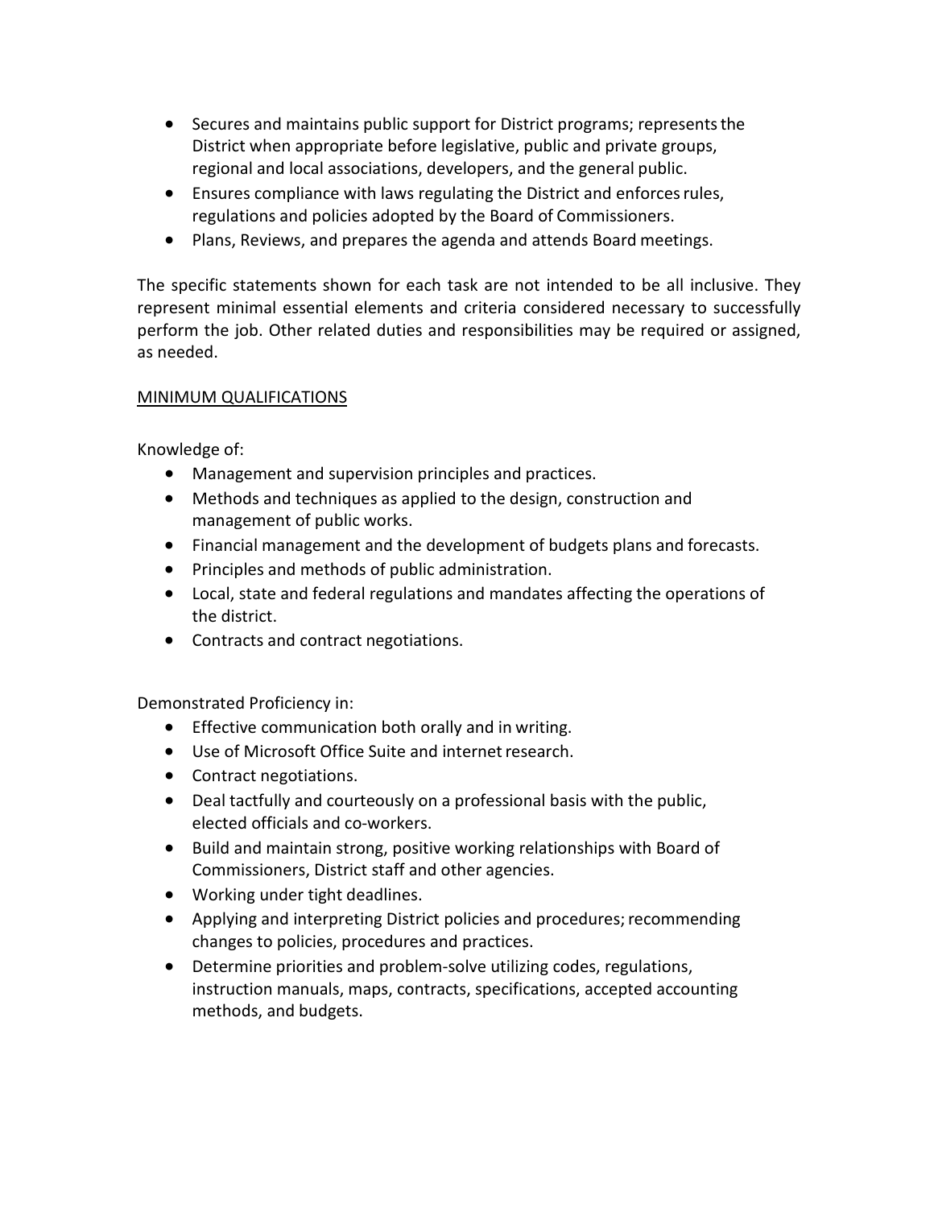- Secures and maintains public support for District programs; represents the District when appropriate before legislative, public and private groups, regional and local associations, developers, and the general public.
- Ensures compliance with laws regulating the District and enforces rules, regulations and policies adopted by the Board of Commissioners.
- Plans, Reviews, and prepares the agenda and attends Board meetings.

The specific statements shown for each task are not intended to be all inclusive. They represent minimal essential elements and criteria considered necessary to successfully perform the job. Other related duties and responsibilities may be required or assigned, as needed.

## MINIMUM QUALIFICATIONS

Knowledge of:

- Management and supervision principles and practices.
- Methods and techniques as applied to the design, construction and management of public works.
- Financial management and the development of budgets plans and forecasts.
- Principles and methods of public administration.
- Local, state and federal regulations and mandates affecting the operations of the district.
- Contracts and contract negotiations.

Demonstrated Proficiency in:

- Effective communication both orally and in writing.
- Use of Microsoft Office Suite and internet research.
- Contract negotiations.
- Deal tactfully and courteously on a professional basis with the public, elected officials and co-workers.
- Build and maintain strong, positive working relationships with Board of Commissioners, District staff and other agencies.
- Working under tight deadlines.
- Applying and interpreting District policies and procedures; recommending changes to policies, procedures and practices.
- Determine priorities and problem-solve utilizing codes, regulations, instruction manuals, maps, contracts, specifications, accepted accounting methods, and budgets.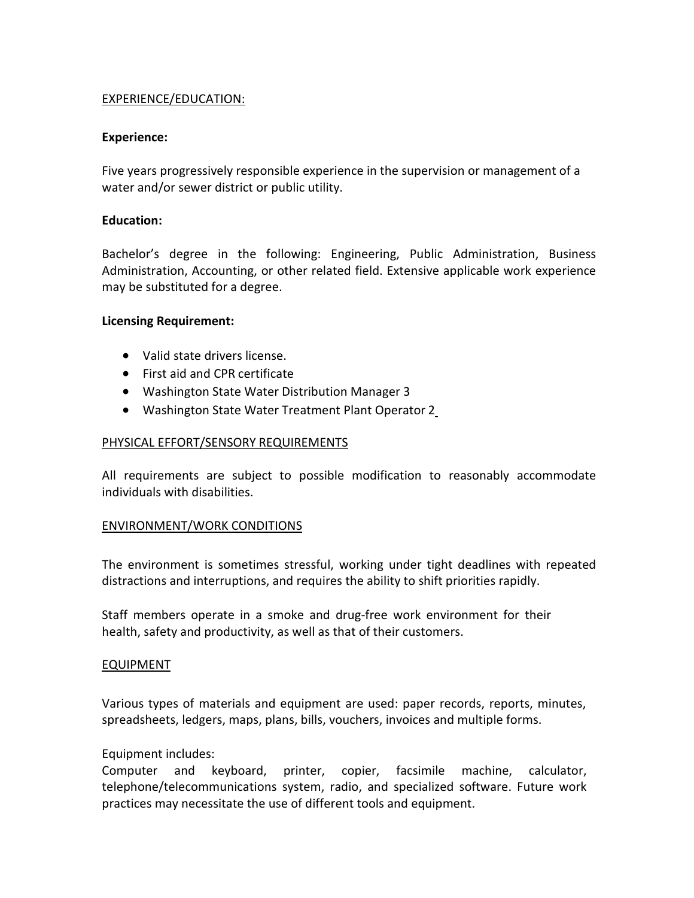EXPERIENCE/EDUCATION:

**Experience:**

Five years progressively responsible experience in the supervision or management of a water and/or sewer district or public utility.

**Education:**

Bachelor's degree in the following: Engineering, Public Administration, Business Administration, Accounting, or other related field. Extensive applicable work experience may be substituted for a degree.

**Licensing Requirement:**

- Valid state drivers license.
- First aid and CPR certificate
- Washington State Water Distribution Manager 3
- Washington State Water Treatment Plant Operator 2

PHYSICAL EFFORT/SENSORY REQUIREMENTS

All requirements are subject to possible modification to reasonably accommodate individuals with disabilities.

ENVIRONMENT/WORK CONDITIONS

The environment is sometimes stressful, working under tight deadlines with repeated distractions and interruptions, and requires the ability to shift priorities rapidly.

Staff members operate in a smoke and drug-free work environment for their health, safety and productivity, as well as that of their customers.

EQUIPMENT

Various types of materials and equipment are used: paper records, reports, minutes, spreadsheets, ledgers, maps, plans, bills, vouchers, invoices and multiple forms.

Equipment includes:
Computer and keyboard, printer, copier, facsimile machine, calculator, telephone/telecommunications system, radio, and specialized software. Future work practices may necessitate the use of different tools and equipment.